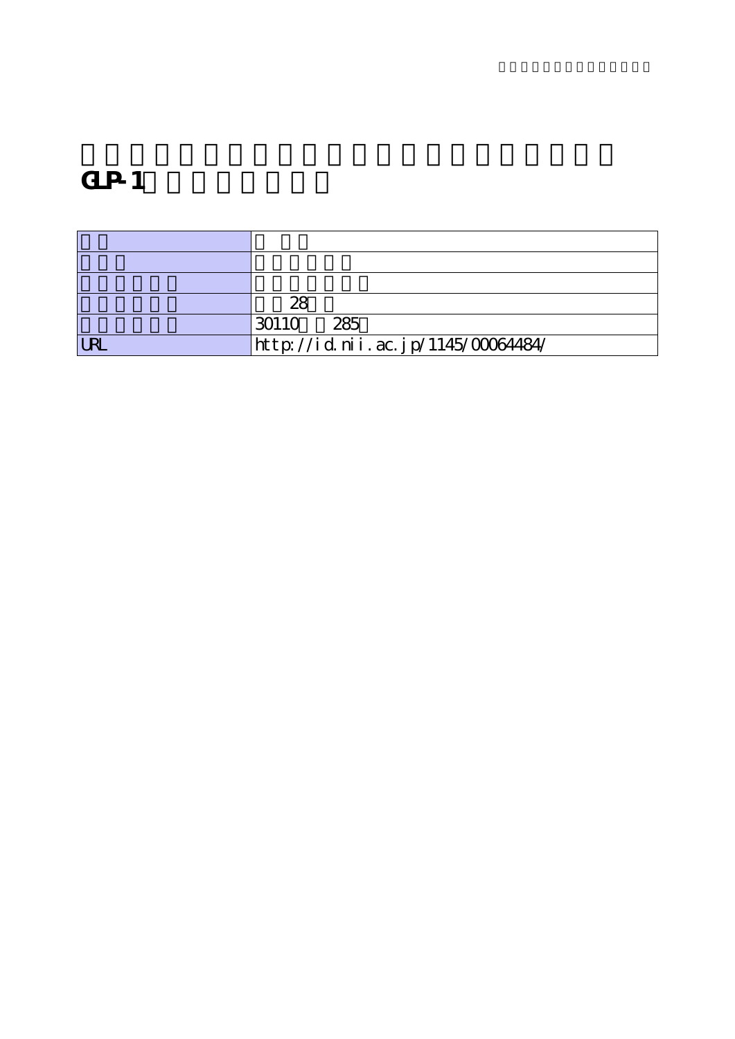# GLP-1

| | |
|---|---|
| | |
| | |
| | |
| | 28 |
| | 30110 285 |
| URL | http://id.nii.ac.jp/1145/00064484/ |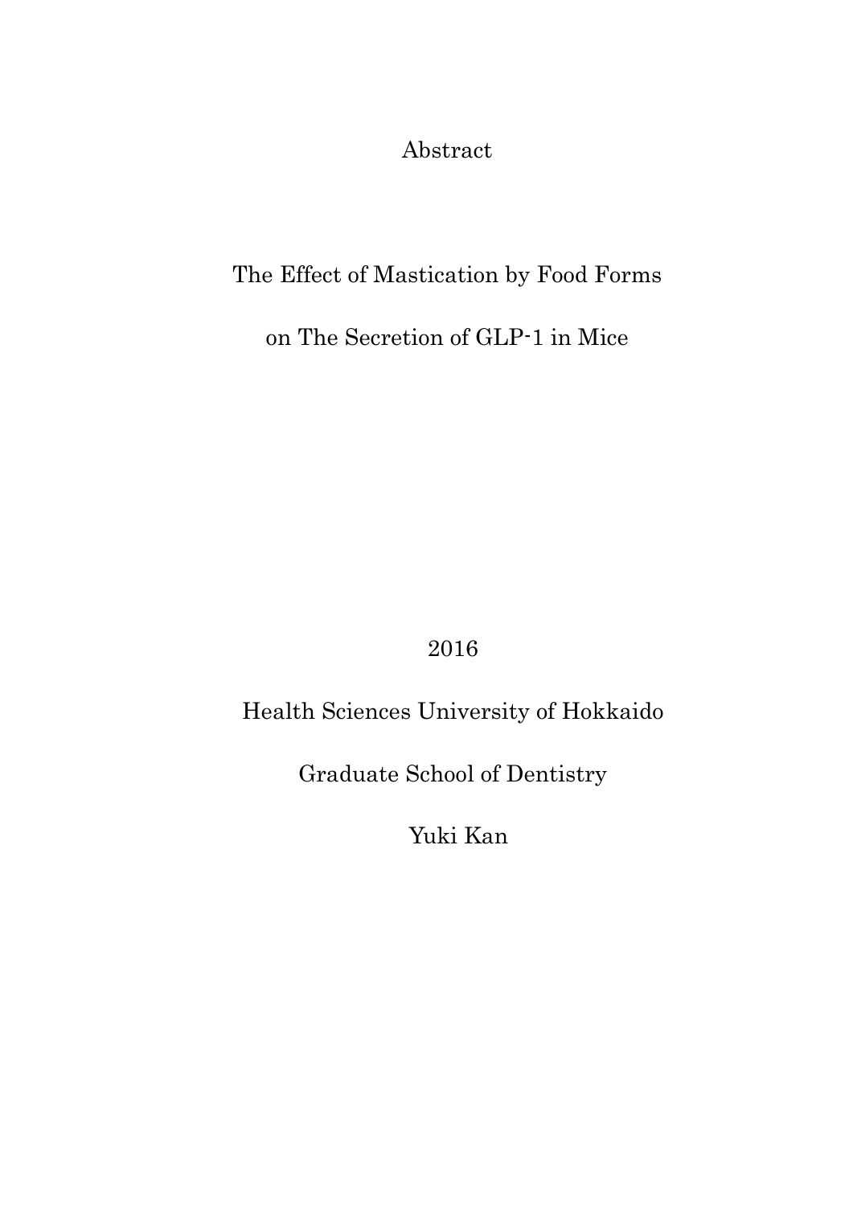# Abstract

## The Effect of Mastication by Food Forms

## on The Secretion of GLP-1 in Mice

2016

Health Sciences University of Hokkaido

Graduate School of Dentistry

Yuki Kan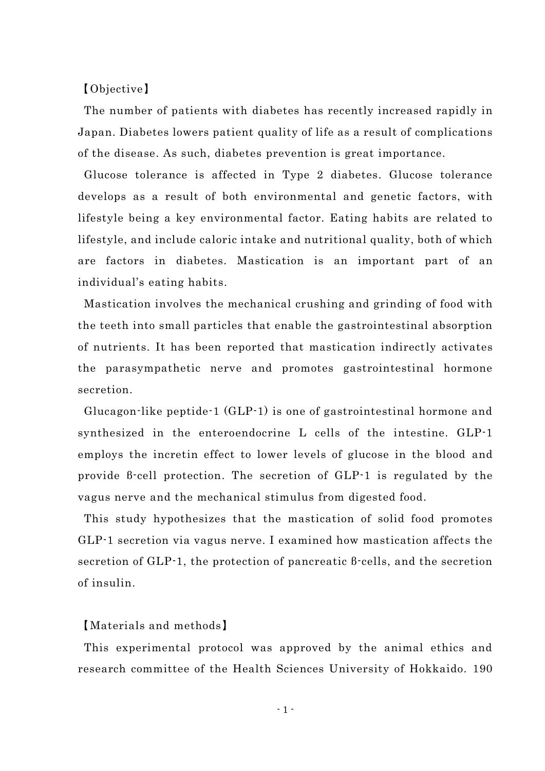【Objective】

The number of patients with diabetes has recently increased rapidly in Japan. Diabetes lowers patient quality of life as a result of complications of the disease. As such, diabetes prevention is great importance.

Glucose tolerance is affected in Type 2 diabetes. Glucose tolerance develops as a result of both environmental and genetic factors, with lifestyle being a key environmental factor. Eating habits are related to lifestyle, and include caloric intake and nutritional quality, both of which are factors in diabetes. Mastication is an important part of an individual's eating habits.

Mastication involves the mechanical crushing and grinding of food with the teeth into small particles that enable the gastrointestinal absorption of nutrients. It has been reported that mastication indirectly activates the parasympathetic nerve and promotes gastrointestinal hormone secretion.

Glucagon-like peptide-1 (GLP-1) is one of gastrointestinal hormone and synthesized in the enteroendocrine L cells of the intestine. GLP-1 employs the incretin effect to lower levels of glucose in the blood and provide β-cell protection. The secretion of GLP-1 is regulated by the vagus nerve and the mechanical stimulus from digested food.

This study hypothesizes that the mastication of solid food promotes GLP-1 secretion via vagus nerve. I examined how mastication affects the secretion of GLP-1, the protection of pancreatic β-cells, and the secretion of insulin.

【Materials and methods】

This experimental protocol was approved by the animal ethics and research committee of the Health Sciences University of Hokkaido. 190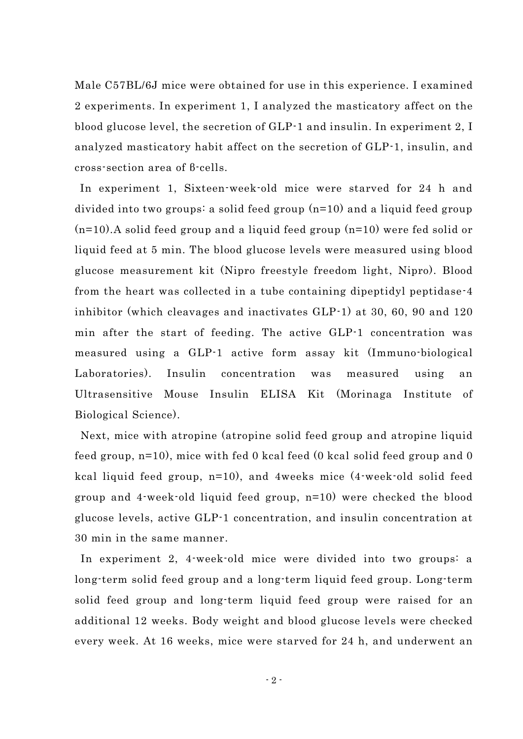Male C57BL/6J mice were obtained for use in this experience. I examined 2 experiments. In experiment 1, I analyzed the masticatory affect on the blood glucose level, the secretion of GLP-1 and insulin. In experiment 2, I analyzed masticatory habit affect on the secretion of GLP-1, insulin, and cross-section area of β-cells.

In experiment 1, Sixteen-week-old mice were starved for 24 h and divided into two groups: a solid feed group (n=10) and a liquid feed group (n=10).A solid feed group and a liquid feed group (n=10) were fed solid or liquid feed at 5 min. The blood glucose levels were measured using blood glucose measurement kit (Nipro freestyle freedom light, Nipro). Blood from the heart was collected in a tube containing dipeptidyl peptidase-4 inhibitor (which cleavages and inactivates GLP-1) at 30, 60, 90 and 120 min after the start of feeding. The active GLP-1 concentration was measured using a GLP-1 active form assay kit (Immuno-biological Laboratories). Insulin concentration was measured using an Ultrasensitive Mouse Insulin ELISA Kit (Morinaga Institute of Biological Science).

Next, mice with atropine (atropine solid feed group and atropine liquid feed group, n=10), mice with fed 0 kcal feed (0 kcal solid feed group and 0 kcal liquid feed group, n=10), and 4weeks mice (4-week-old solid feed group and 4-week-old liquid feed group, n=10) were checked the blood glucose levels, active GLP-1 concentration, and insulin concentration at 30 min in the same manner.

In experiment 2, 4-week-old mice were divided into two groups: a long-term solid feed group and a long-term liquid feed group. Long-term solid feed group and long-term liquid feed group were raised for an additional 12 weeks. Body weight and blood glucose levels were checked every week. At 16 weeks, mice were starved for 24 h, and underwent an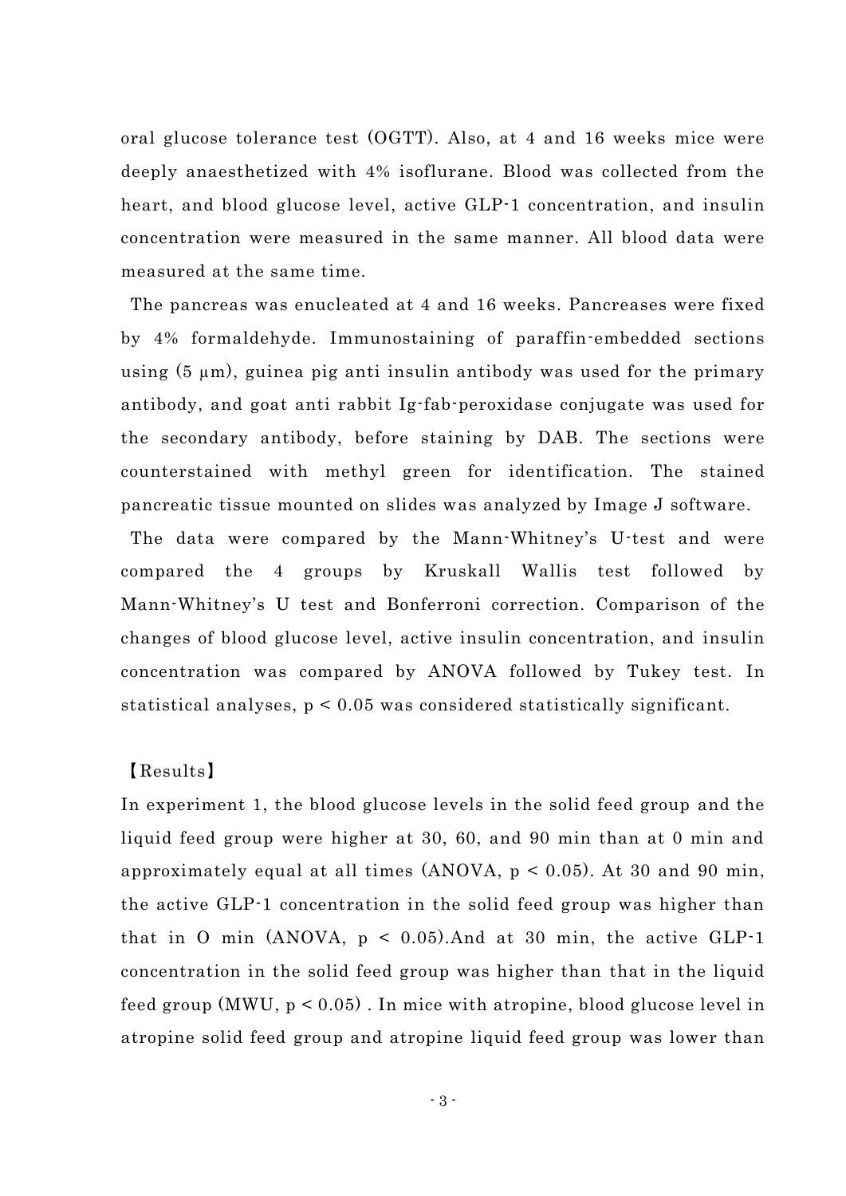oral glucose tolerance test (OGTT). Also, at 4 and 16 weeks mice were deeply anaesthetized with 4% isoflurane. Blood was collected from the heart, and blood glucose level, active GLP-1 concentration, and insulin concentration were measured in the same manner. All blood data were measured at the same time.

The pancreas was enucleated at 4 and 16 weeks. Pancreases were fixed by 4% formaldehyde. Immunostaining of paraffin-embedded sections using (5 μm), guinea pig anti insulin antibody was used for the primary antibody, and goat anti rabbit Ig-fab-peroxidase conjugate was used for the secondary antibody, before staining by DAB. The sections were counterstained with methyl green for identification. The stained pancreatic tissue mounted on slides was analyzed by Image J software.

The data were compared by the Mann-Whitney's U-test and were compared the 4 groups by Kruskall Wallis test followed by Mann-Whitney's U test and Bonferroni correction. Comparison of the changes of blood glucose level, active insulin concentration, and insulin concentration was compared by ANOVA followed by Tukey test. In statistical analyses, $p < 0.05$ was considered statistically significant.

【Results】

In experiment 1, the blood glucose levels in the solid feed group and the liquid feed group were higher at 30, 60, and 90 min than at 0 min and approximately equal at all times (ANOVA, $p < 0.05$). At 30 and 90 min, the active GLP-1 concentration in the solid feed group was higher than that in O min (ANOVA, $p < 0.05$).And at 30 min, the active GLP-1 concentration in the solid feed group was higher than that in the liquid feed group (MWU, $p < 0.05$) . In mice with atropine, blood glucose level in atropine solid feed group and atropine liquid feed group was lower than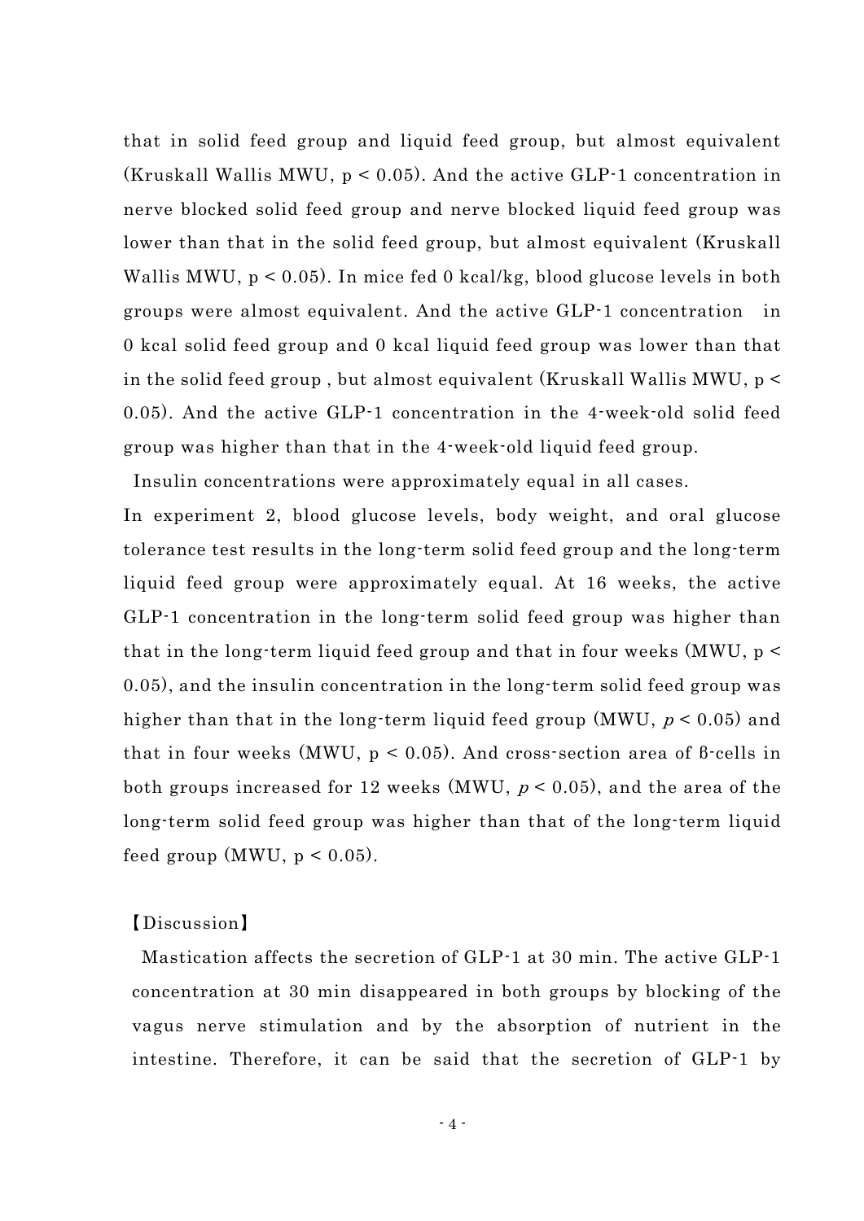that in solid feed group and liquid feed group, but almost equivalent (Kruskall Wallis MWU, $p < 0.05$). And the active GLP-1 concentration in nerve blocked solid feed group and nerve blocked liquid feed group was lower than that in the solid feed group, but almost equivalent (Kruskall Wallis MWU, $p < 0.05$). In mice fed 0 kcal/kg, blood glucose levels in both groups were almost equivalent. And the active GLP-1 concentration in 0 kcal solid feed group and 0 kcal liquid feed group was lower than that in the solid feed group , but almost equivalent (Kruskall Wallis MWU, $p < 0.05$). And the active GLP-1 concentration in the 4-week-old solid feed group was higher than that in the 4-week-old liquid feed group.

Insulin concentrations were approximately equal in all cases.

In experiment 2, blood glucose levels, body weight, and oral glucose tolerance test results in the long-term solid feed group and the long-term liquid feed group were approximately equal. At 16 weeks, the active GLP-1 concentration in the long-term solid feed group was higher than that in the long-term liquid feed group and that in four weeks (MWU, $p < 0.05$), and the insulin concentration in the long-term solid feed group was higher than that in the long-term liquid feed group (MWU, $p < 0.05$) and that in four weeks (MWU, $p < 0.05$). And cross-section area of β-cells in both groups increased for 12 weeks (MWU, $p < 0.05$), and the area of the long-term solid feed group was higher than that of the long-term liquid feed group (MWU, $p < 0.05$).

【Discussion】

Mastication affects the secretion of GLP-1 at 30 min. The active GLP-1 concentration at 30 min disappeared in both groups by blocking of the vagus nerve stimulation and by the absorption of nutrient in the intestine. Therefore, it can be said that the secretion of GLP-1 by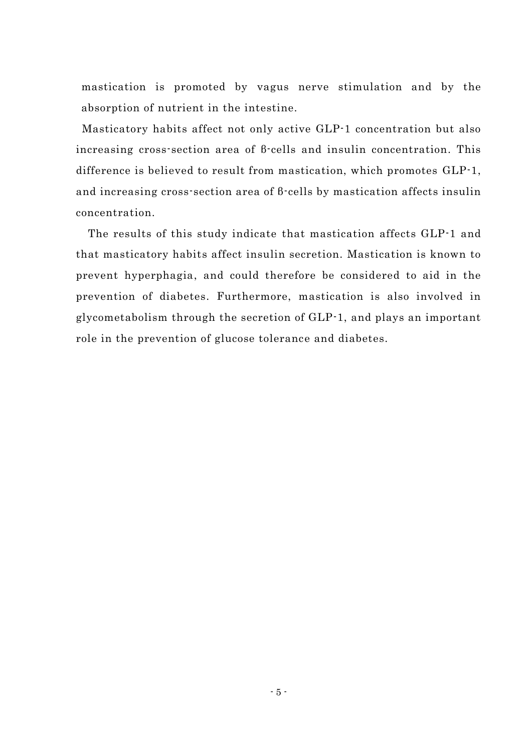mastication is promoted by vagus nerve stimulation and by the absorption of nutrient in the intestine.

Masticatory habits affect not only active GLP-1 concentration but also increasing cross-section area of β-cells and insulin concentration. This difference is believed to result from mastication, which promotes GLP-1, and increasing cross-section area of β-cells by mastication affects insulin concentration.

The results of this study indicate that mastication affects GLP-1 and that masticatory habits affect insulin secretion. Mastication is known to prevent hyperphagia, and could therefore be considered to aid in the prevention of diabetes. Furthermore, mastication is also involved in glycometabolism through the secretion of GLP-1, and plays an important role in the prevention of glucose tolerance and diabetes.